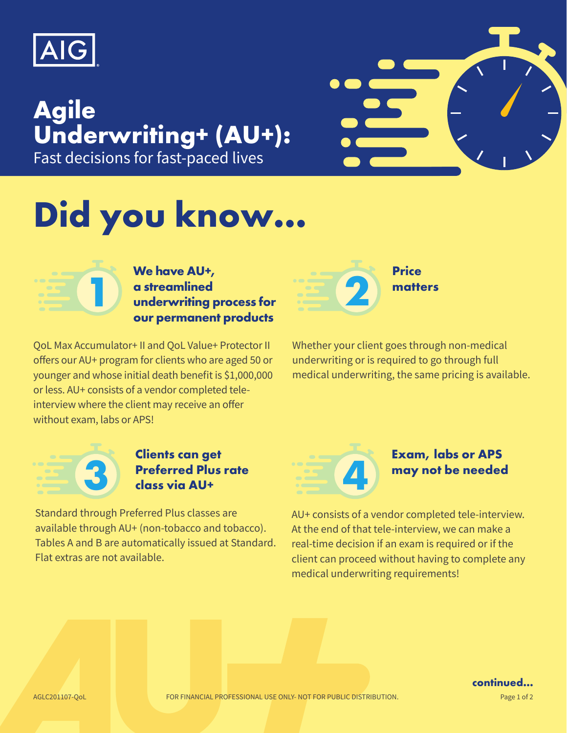AIG

# Agile Underwriting+ (AU+):

Fast decisions for fast-paced lives

# Did you know...

## 1 We have AU+, a streamlined underwriting process for our permanent products

QoL Max Accumulator+ II and QoL Value+ Protector II offers our AU+ program for clients who are aged 50 or younger and whose initial death benefit is $1,000,000 or less. AU+ consists of a vendor completed tele-interview where the client may receive an offer without exam, labs or APS!

## 2 Price matters

Whether your client goes through non-medical underwriting or is required to go through full medical underwriting, the same pricing is available.

## 3 Clients can get Preferred Plus rate class via AU+

Standard through Preferred Plus classes are available through AU+ (non-tobacco and tobacco). Tables A and B are automatically issued at Standard. Flat extras are not available.

## 4 Exam, labs or APS may not be needed

AU+ consists of a vendor completed tele-interview. At the end of that tele-interview, we can make a real-time decision if an exam is required or if the client can proceed without having to complete any medical underwriting requirements!

**continued...**

AGLC201107-QoL

FOR FINANCIAL PROFESSIONAL USE ONLY- NOT FOR PUBLIC DISTRIBUTION.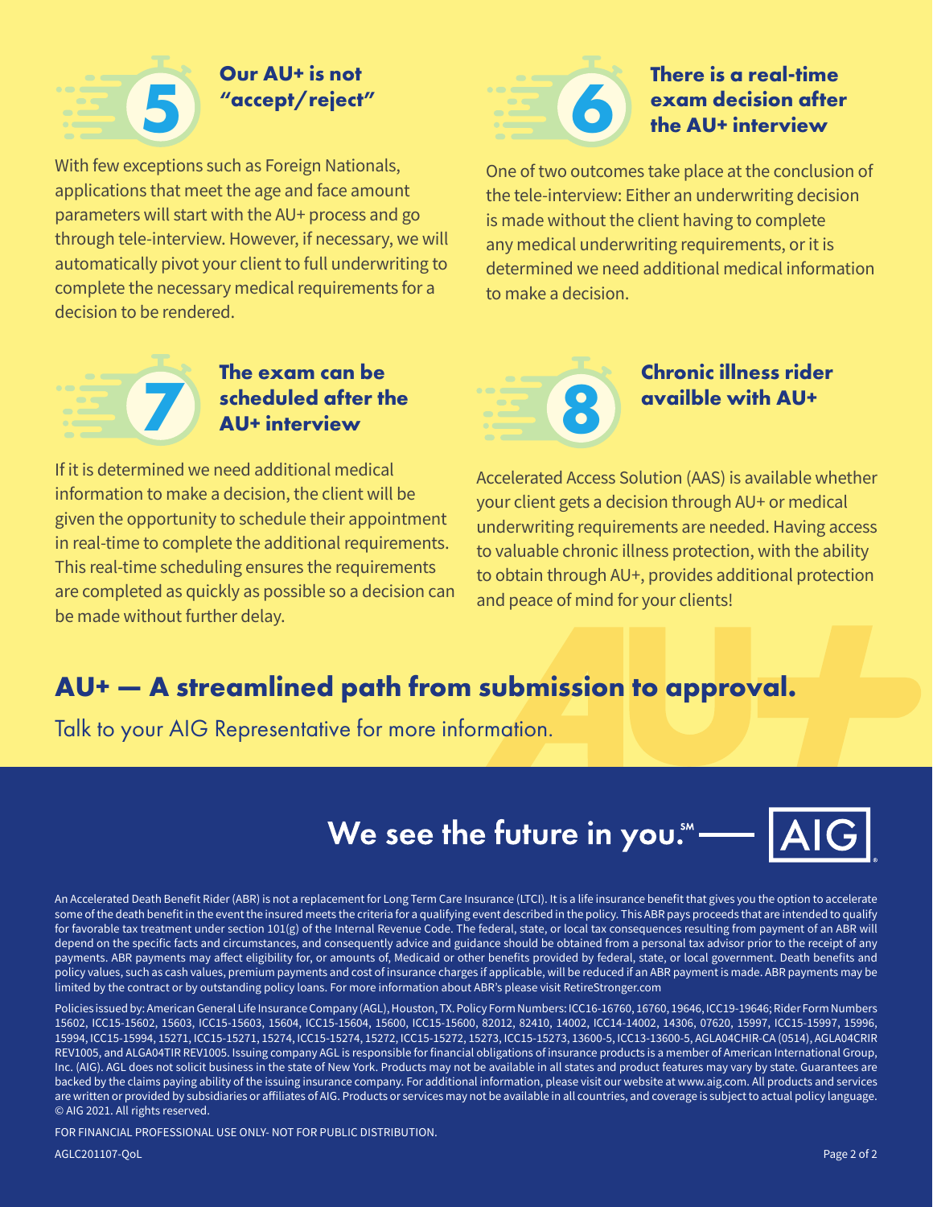## 5 Our AU+ is not "accept/reject"

With few exceptions such as Foreign Nationals, applications that meet the age and face amount parameters will start with the AU+ process and go through tele-interview. However, if necessary, we will automatically pivot your client to full underwriting to complete the necessary medical requirements for a decision to be rendered.

## 6 There is a real-time exam decision after the AU+ interview

One of two outcomes take place at the conclusion of the tele-interview: Either an underwriting decision is made without the client having to complete any medical underwriting requirements, or it is determined we need additional medical information to make a decision.

## 7 The exam can be scheduled after the AU+ interview

If it is determined we need additional medical information to make a decision, the client will be given the opportunity to schedule their appointment in real-time to complete the additional requirements. This real-time scheduling ensures the requirements are completed as quickly as possible so a decision can be made without further delay.

## 8 Chronic illness rider availble with AU+

Accelerated Access Solution (AAS) is available whether your client gets a decision through AU+ or medical underwriting requirements are needed. Having access to valuable chronic illness protection, with the ability to obtain through AU+, provides additional protection and peace of mind for your clients!

# AU+ — A streamlined path from submission to approval.

Talk to your AIG Representative for more information.

**We see the future in you.℠ — AIG**

An Accelerated Death Benefit Rider (ABR) is not a replacement for Long Term Care Insurance (LTCI). It is a life insurance benefit that gives you the option to accelerate some of the death benefit in the event the insured meets the criteria for a qualifying event described in the policy. This ABR pays proceeds that are intended to qualify for favorable tax treatment under section 101(g) of the Internal Revenue Code. The federal, state, or local tax consequences resulting from payment of an ABR will depend on the specific facts and circumstances, and consequently advice and guidance should be obtained from a personal tax advisor prior to the receipt of any payments. ABR payments may affect eligibility for, or amounts of, Medicaid or other benefits provided by federal, state, or local government. Death benefits and policy values, such as cash values, premium payments and cost of insurance charges if applicable, will be reduced if an ABR payment is made. ABR payments may be limited by the contract or by outstanding policy loans. For more information about ABR's please visit RetireStronger.com

Policies issued by: American General Life Insurance Company (AGL), Houston, TX. Policy Form Numbers: ICC16-16760, 16760, 19646, ICC19-19646; Rider Form Numbers 15602, ICC15-15602, 15603, ICC15-15603, 15604, ICC15-15604, 15600, ICC15-15600, 82012, 82410, 14002, ICC14-14002, 14306, 07620, 15997, ICC15-15997, 15996, 15994, ICC15-15994, 15271, ICC15-15271, 15274, ICC15-15274, 15272, ICC15-15272, 15273, ICC15-15273, 13600-5, ICC13-13600-5, AGLA04CHIR-CA (0514), AGLA04CRIR REV1005, and ALGA04TIR REV1005. Issuing company AGL is responsible for financial obligations of insurance products is a member of American International Group, Inc. (AIG). AGL does not solicit business in the state of New York. Products may not be available in all states and product features may vary by state. Guarantees are backed by the claims paying ability of the issuing insurance company. For additional information, please visit our website at www.aig.com. All products and services are written or provided by subsidiaries or affiliates of AIG. Products or services may not be available in all countries, and coverage is subject to actual policy language. © AIG 2021. All rights reserved.

FOR FINANCIAL PROFESSIONAL USE ONLY- NOT FOR PUBLIC DISTRIBUTION.

AGLC201107-QoL